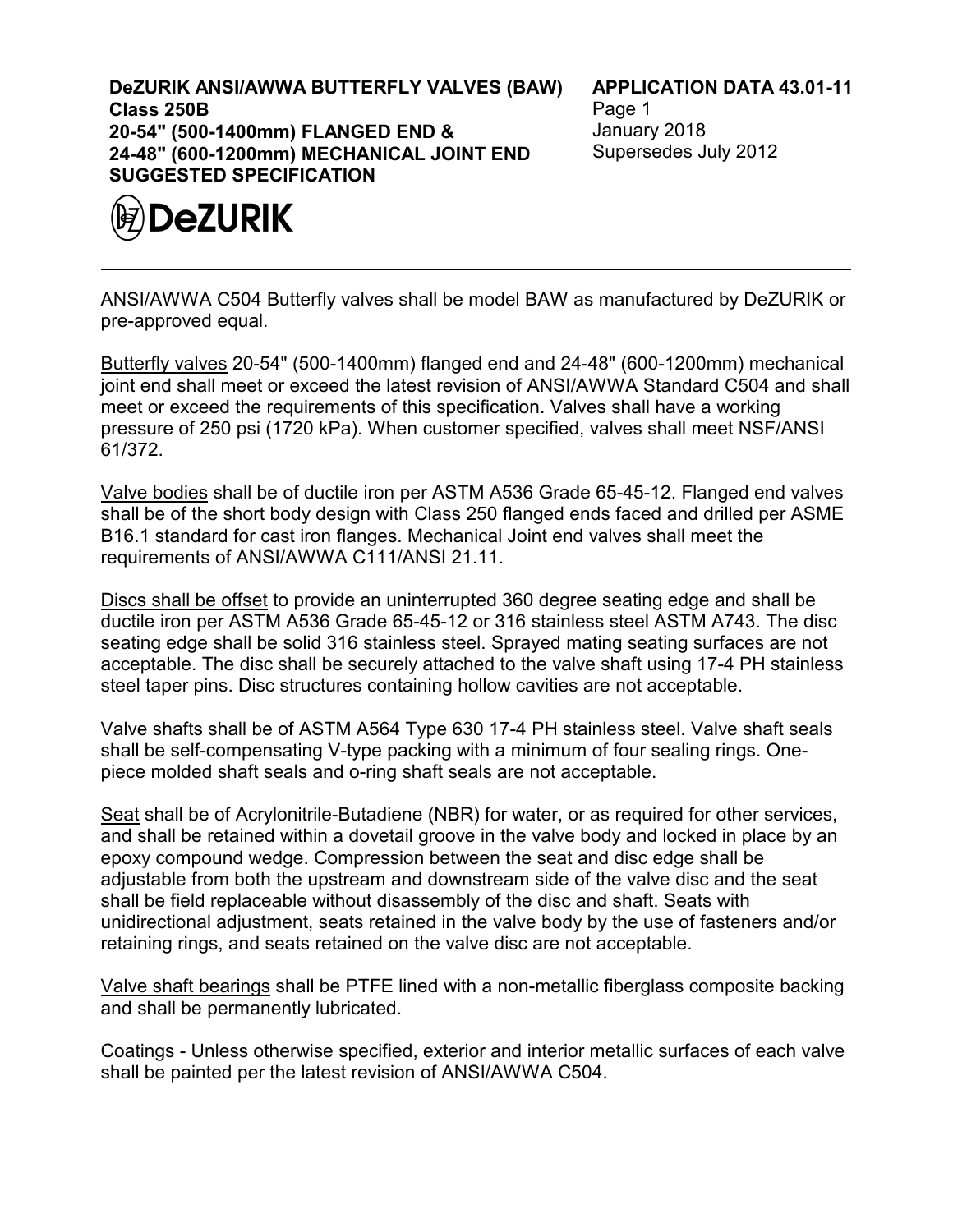**DeZURIK ANSI/AWWA BUTTERFLY VALVES (BAW)**
**Class 250B**
**20-54" (500-1400mm) FLANGED END &**
**24-48" (600-1200mm) MECHANICAL JOINT END**
**SUGGESTED SPECIFICATION**

**APPLICATION DATA 43.01-11**
Page 1
January 2018
Supersedes July 2012

DeZURIK

---

ANSI/AWWA C504 Butterfly valves shall be model BAW as manufactured by DeZURIK or pre-approved equal.

Butterfly valves 20-54" (500-1400mm) flanged end and 24-48" (600-1200mm) mechanical joint end shall meet or exceed the latest revision of ANSI/AWWA Standard C504 and shall meet or exceed the requirements of this specification. Valves shall have a working pressure of 250 psi (1720 kPa). When customer specified, valves shall meet NSF/ANSI 61/372.

Valve bodies shall be of ductile iron per ASTM A536 Grade 65-45-12. Flanged end valves shall be of the short body design with Class 250 flanged ends faced and drilled per ASME B16.1 standard for cast iron flanges. Mechanical Joint end valves shall meet the requirements of ANSI/AWWA C111/ANSI 21.11.

Discs shall be offset to provide an uninterrupted 360 degree seating edge and shall be ductile iron per ASTM A536 Grade 65-45-12 or 316 stainless steel ASTM A743. The disc seating edge shall be solid 316 stainless steel. Sprayed mating seating surfaces are not acceptable. The disc shall be securely attached to the valve shaft using 17-4 PH stainless steel taper pins. Disc structures containing hollow cavities are not acceptable.

Valve shafts shall be of ASTM A564 Type 630 17-4 PH stainless steel. Valve shaft seals shall be self-compensating V-type packing with a minimum of four sealing rings. One-piece molded shaft seals and o-ring shaft seals are not acceptable.

Seat shall be of Acrylonitrile-Butadiene (NBR) for water, or as required for other services, and shall be retained within a dovetail groove in the valve body and locked in place by an epoxy compound wedge. Compression between the seat and disc edge shall be adjustable from both the upstream and downstream side of the valve disc and the seat shall be field replaceable without disassembly of the disc and shaft. Seats with unidirectional adjustment, seats retained in the valve body by the use of fasteners and/or retaining rings, and seats retained on the valve disc are not acceptable.

Valve shaft bearings shall be PTFE lined with a non-metallic fiberglass composite backing and shall be permanently lubricated.

Coatings - Unless otherwise specified, exterior and interior metallic surfaces of each valve shall be painted per the latest revision of ANSI/AWWA C504.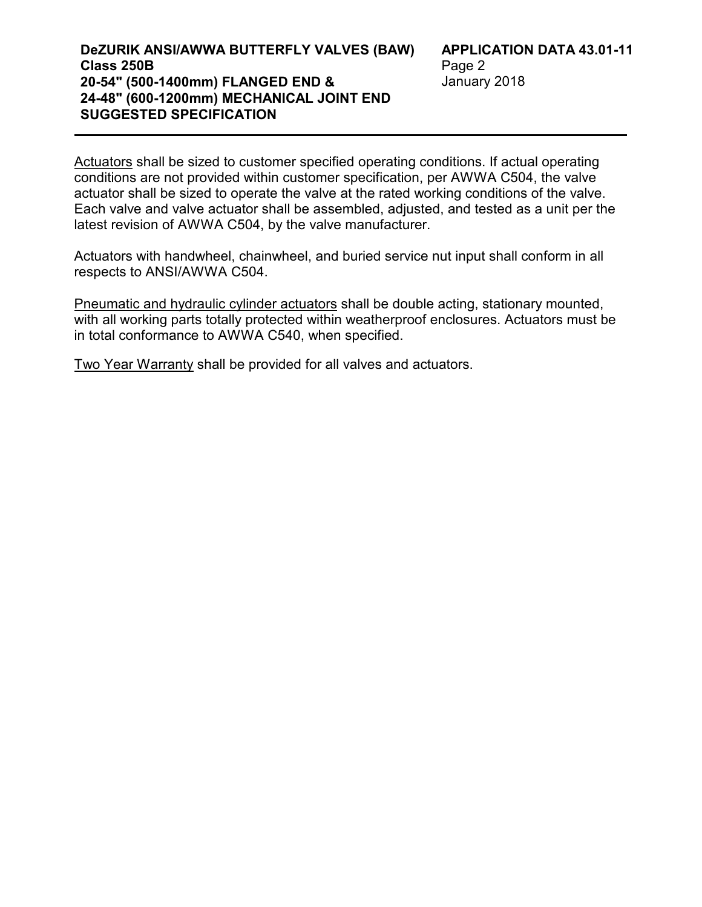Actuators shall be sized to customer specified operating conditions. If actual operating conditions are not provided within customer specification, per AWWA C504, the valve actuator shall be sized to operate the valve at the rated working conditions of the valve. Each valve and valve actuator shall be assembled, adjusted, and tested as a unit per the latest revision of AWWA C504, by the valve manufacturer.

Actuators with handwheel, chainwheel, and buried service nut input shall conform in all respects to ANSI/AWWA C504.

Pneumatic and hydraulic cylinder actuators shall be double acting, stationary mounted, with all working parts totally protected within weatherproof enclosures. Actuators must be in total conformance to AWWA C540, when specified.

Two Year Warranty shall be provided for all valves and actuators.